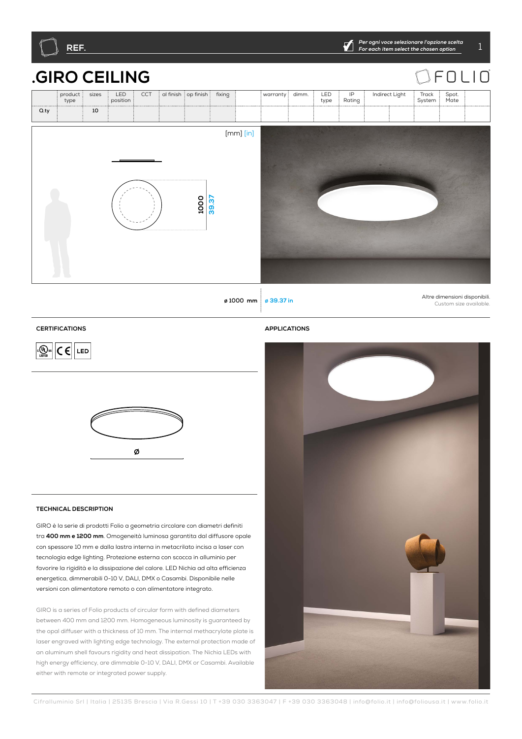REF.

*Per ogni voce selezionare l'opzione scelta*
*For each item select the chosen option*

# .GIRO CEILING

| | product type | sizes | LED position | CCT | al finish | op finish | fixing | | warranty | dimm. | LED type | IP Rating | Indirect Light | | Track System | Spot. Mate | |
|---|---|---|---|---|---|---|---|---|---|---|---|---|---|---|---|---|---|
| Q.ty | | 10 | | | | | | | | | | | | | | | |

[mm] [in]

1000
39.37

ø 1000 mm | ø 39.37 in

Altre dimensioni disponibili.
Custom size available.

## CERTIFICATIONS

c UL us LISTED | CE | LED

ø

## APPLICATIONS

## TECHNICAL DESCRIPTION

GIRO è la serie di prodotti Folio a geometria circolare con diametri definiti tra **400 mm e 1200 mm**. Omogeneità luminosa garantita dal diffusore opale con spessore 10 mm e dalla lastra interna in metacrilato incisa a laser con tecnologia edge lighting. Protezione esterna con scocca in alluminio per favorire la rigidità e la dissipazione del calore. LED Nichia ad alta efficienza energetica, dimmerabili 0-10 V, DALI, DMX o Casambi. Disponibile nelle versioni con alimentatore remoto o con alimentatore integrato.

GIRO is a series of Folio products of circular form with defined diameters between 400 mm and 1200 mm. Homogeneous luminosity is guaranteed by the opal diffuser with a thickness of 10 mm. The internal methacrylate plate is laser engraved with lighting edge technology. The external protection made of an aluminum shell favours rigidity and heat dissipation. The Nichia LEDs with high energy efficiency, are dimmable 0-10 V, DALI, DMX or Casambi. Available either with remote or integrated power supply.

Cifralluminio Srl | Italia | 25135 Brescia | Via R.Gessi 10 | T +39 030 3363047 | F +39 030 3363048 | info@folio.it | info@foliousa.it | www.folio.it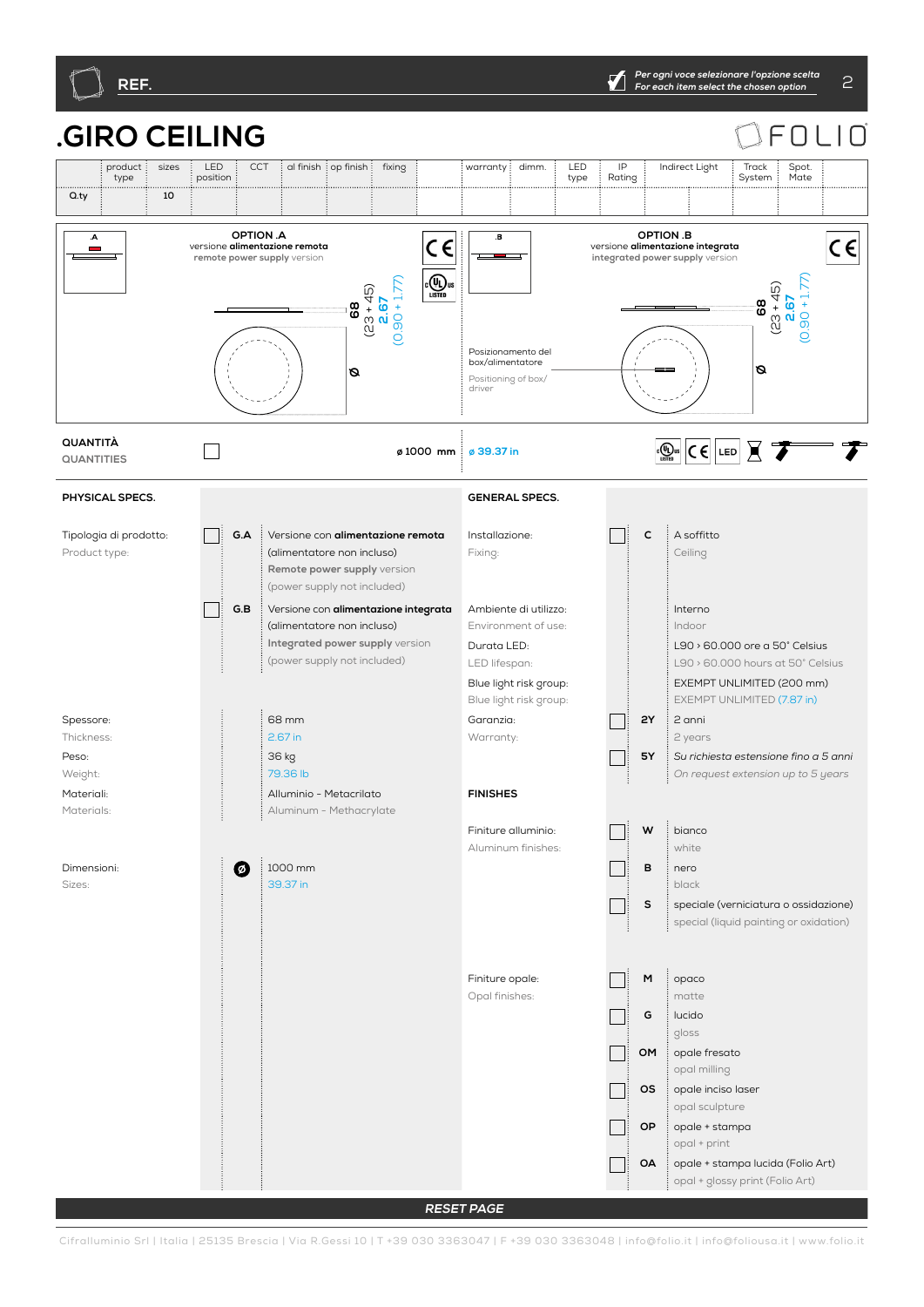REF.

*Per ogni voce selezionare l'opzione scelta*
*For each item select the chosen option*

# .GIRO CEILING

| | product type | sizes | LED position | CCT | al finish | op finish | fixing | | warranty | dimm. | LED type | IP Rating | Indirect Light | | Track System | Spot. Mate | |
|---|---|---|---|---|---|---|---|---|---|---|---|---|---|---|---|---|---|
| Q.ty | | 10 | | | | | | | | | | | | | | | |

**OPTION .A**
versione **alimentazione remota**
**remote power supply** version

68 (23 + 45)
2.67 (0.90 + 1.77)

**OPTION .B**
versione **alimentazione integrata**
**integrated power supply** version

Posizionamento del box/alimentatore
Positioning of box/driver

68 (23 + 45)
2.67 (0.90 + 1.77)

**QUANTITÀ**
**QUANTITIES**

ø 1000 mm | ø 39.37 in

LED

## PHYSICAL SPECS.

Tipologia di prodotto:
Product type:

- ☐ **G.A** Versione con **alimentazione remota** (alimentatore non incluso)
  **Remote power supply** version (power supply not included)
- ☐ **G.B** Versione con **alimentazione integrata** (alimentatore non incluso)
  **Integrated power supply** version (power supply not included)

Spessore: / Thickness: 68 mm / 2.67 in

Peso: / Weight: 36 kg / 79.36 lb

Materiali: / Materials: Alluminio - Metacrilato / Aluminum - Methacrylate

Dimensioni: / Sizes: ø 1000 mm / 39.37 in

## GENERAL SPECS.

Installazione: / Fixing:
- ☐ **C** A soffitto / Ceiling

Ambiente di utilizzo: / Environment of use: Interno / Indoor

Durata LED: / LED lifespan: L90 › 60.000 ore a 50° Celsius / L90 › 60.000 hours at 50° Celsius

Blue light risk group: / Blue light risk group: EXEMPT UNLIMITED (200 mm) / EXEMPT UNLIMITED (7.87 in)

Garanzia: / Warranty:
- ☐ **2Y** 2 anni / 2 years
- ☐ **5Y** *Su richiesta estensione fino a 5 anni* / *On request extension up to 5 years*

## FINISHES

Finiture alluminio: / Aluminum finishes:
- ☐ **W** bianco / white
- ☐ **B** nero / black
- ☐ **S** speciale (verniciatura o ossidazione) / special (liquid painting or oxidation)

Finiture opale: / Opal finishes:
- ☐ **M** opaco / matte
- ☐ **G** lucido / gloss
- ☐ **OM** opale fresato / opal milling
- ☐ **OS** opale inciso laser / opal sculpture
- ☐ **OP** opale + stampa / opal + print
- ☐ **OA** opale + stampa lucida (Folio Art) / opal + glossy print (Folio Art)

***RESET PAGE***

Cifralluminio Srl | Italia | 25135 Brescia | Via R.Gessi 10 | T +39 030 3363047 | F +39 030 3363048 | info@folio.it | info@foliousa.it | www.folio.it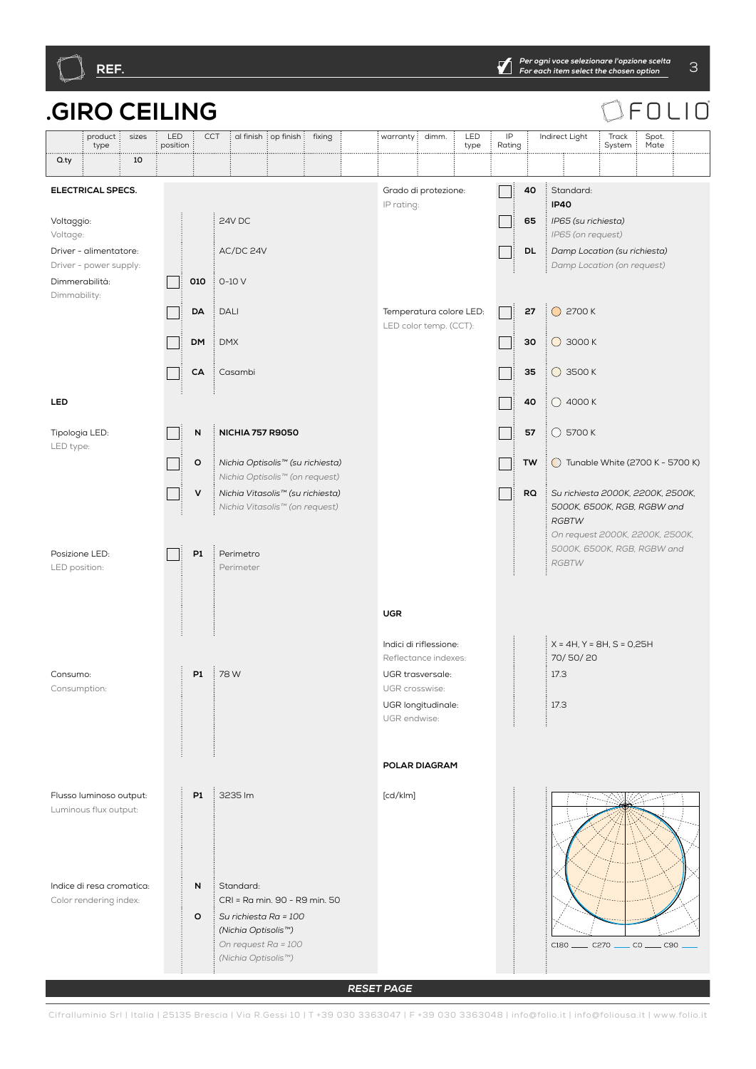REF.

*Per ogni voce selezionare l'opzione scelta*
*For each item select the chosen option*

# .GIRO CEILING

FOLIO

| | product type | sizes | LED position | CCT | al finish | op finish | fixing | | warranty | dimm. | LED type | IP Rating | Indirect Light | | Track System | Spot. Mate | |
|---|---|---|---|---|---|---|---|---|---|---|---|---|---|---|---|---|---|
| Q.ty | | 10 | | | | | | | | | | | | | | | |

## ELECTRICAL SPECS.

| | Code | |
|---|---|---|
| Voltaggio: / Voltage: | | 24V DC |
| Driver - alimentatore: / Driver - power supply: | | AC/DC 24V |
| Dimmerabilità: / Dimmability: | 010 | 0-10 V |
| | DA | DALI |
| | DM | DMX |
| | CA | Casambi |

## LED

| | Code | |
|---|---|---|
| Tipologia LED: / LED type: | N | **NICHIA 757 R9050** |
| | O | *Nichia Optisolis™ (su richiesta)* / *Nichia Optisolis™ (on request)* |
| | V | *Nichia Vitasolis™ (su richiesta)* / *Nichia Vitasolis™ (on request)* |
| Posizione LED: / LED position: | P1 | Perimetro / Perimeter |
| Consumo: / Consumption: | P1 | 78 W |
| Flusso luminoso output: / Luminous flux output: | P1 | 3235 lm |
| Indice di resa cromatica: / Color rendering index: | N | Standard: CRI = Ra min. 90 - R9 min. 50 |
| | O | *Su richiesta Ra = 100 (Nichia Optisolis™)* / *On request Ra = 100 (Nichia Optisolis™)* |

| | Code | |
|---|---|---|
| Grado di protezione: / IP rating: | 40 | Standard: **IP40** |
| | 65 | *IP65 (su richiesta)* / *IP65 (on request)* |
| | DL | *Damp Location (su richiesta)* / *Damp Location (on request)* |
| Temperatura colore LED: / LED color temp. (CCT): | 27 | 2700 K |
| | 30 | 3000 K |
| | 35 | 3500 K |
| | 40 | 4000 K |
| | 57 | 5700 K |
| | TW | Tunable White (2700 K - 5700 K) |
| | RQ | *Su richiesta 2000K, 2200K, 2500K, 5000K, 6500K, RGB, RGBW and RGBTW* / *On request 2000K, 2200K, 2500K, 5000K, 6500K, RGB, RGBW and RGBTW* |

## UGR

| | |
|---|---|
| Indici di riflessione: / Reflectance indexes: | X = 4H, Y = 8H, S = 0,25H 70/ 50/ 20 |
| UGR trasversale: / UGR crosswise: | 17.3 |
| UGR longitudinale: / UGR endwise: | 17.3 |

## POLAR DIAGRAM

[cd/klm]

C180 — C270 — C0 — C90 —

*RESET PAGE*

Cifralluminio Srl | Italia | 25135 Brescia | Via R.Gessi 10 | T +39 030 3363047 | F +39 030 3363048 | info@folio.it | info@foliousa.it | www.folio.it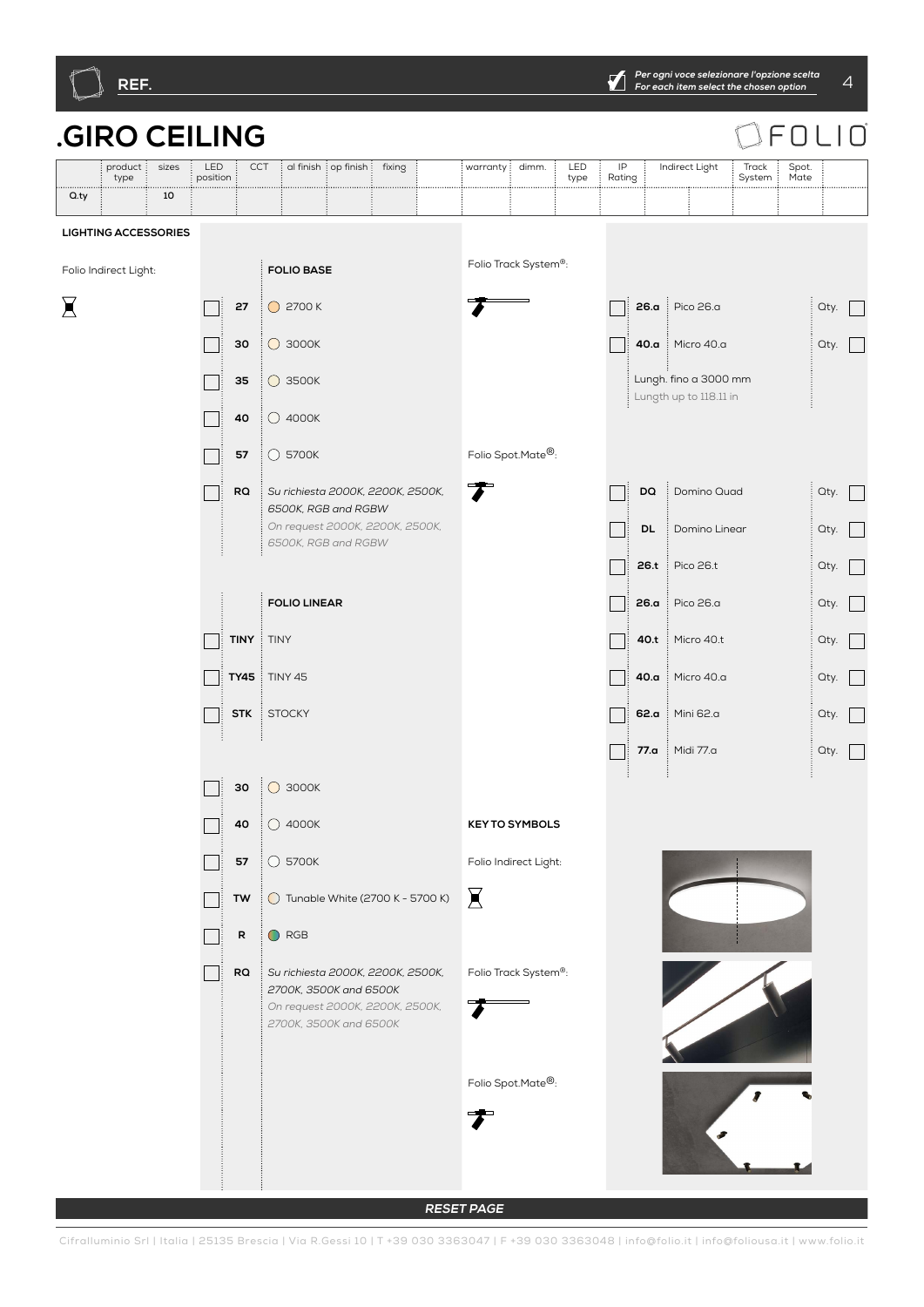**REF.**

*Per ogni voce selezionare l'opzione scelta*
*For each item select the chosen option*

# .GIRO CEILING

| | product type | sizes | LED position | CCT | al finish | op finish | fixing | | warranty | dimm. | LED type | IP Rating | Indirect Light | | Track System | Spot. Mate |
|---|---|---|---|---|---|---|---|---|---|---|---|---|---|---|---|---|
| Q.ty | | 10 | | | | | | | | | | | | | | |

## LIGHTING ACCESSORIES

Folio Indirect Light:

**FOLIO BASE**

| | | |
|---|---|---|
| ☐ | **27** | 2700 K |
| ☐ | **30** | 3000K |
| ☐ | **35** | 3500K |
| ☐ | **40** | 4000K |
| ☐ | **57** | 5700K |
| ☐ | **RQ** | *Su richiesta 2000K, 2200K, 2500K, 6500K, RGB and RGBW* / *On request 2000K, 2200K, 2500K, 6500K, RGB and RGBW* |

**FOLIO LINEAR**

| | | |
|---|---|---|
| ☐ | **TINY** | TINY |
| ☐ | **TY45** | TINY 45 |
| ☐ | **STK** | STOCKY |
| ☐ | **30** | 3000K |
| ☐ | **40** | 4000K |
| ☐ | **57** | 5700K |
| ☐ | **TW** | Tunable White (2700 K - 5700 K) |
| ☐ | **R** | RGB |
| ☐ | **RQ** | *Su richiesta 2000K, 2200K, 2500K, 2700K, 3500K and 6500K* / *On request 2000K, 2200K, 2500K, 2700K, 3500K and 6500K* |

Folio Track System®:

| | | | |
|---|---|---|---|
| ☐ | **26.a** | Pico 26.a | Qty. ☐ |
| ☐ | **40.a** | Micro 40.a | Qty. ☐ |

Lungh. fino a 3000 mm
Lungth up to 118.11 in

Folio Spot.Mate®:

| | | | |
|---|---|---|---|
| ☐ | **DQ** | Domino Quad | Qty. ☐ |
| ☐ | **DL** | Domino Linear | Qty. ☐ |
| ☐ | **26.t** | Pico 26.t | Qty. ☐ |
| ☐ | **26.a** | Pico 26.a | Qty. ☐ |
| ☐ | **40.t** | Micro 40.t | Qty. ☐ |
| ☐ | **40.a** | Micro 40.a | Qty. ☐ |
| ☐ | **62.a** | Mini 62.a | Qty. ☐ |
| ☐ | **77.a** | Midi 77.a | Qty. ☐ |

### KEY TO SYMBOLS

Folio Indirect Light:

Folio Track System®:

Folio Spot.Mate®:

**RESET PAGE**

Cifralluminio Srl | Italia | 25135 Brescia | Via R.Gessi 10 | T +39 030 3363047 | F +39 030 3363048 | info@folio.it | info@foliousa.it | www.folio.it